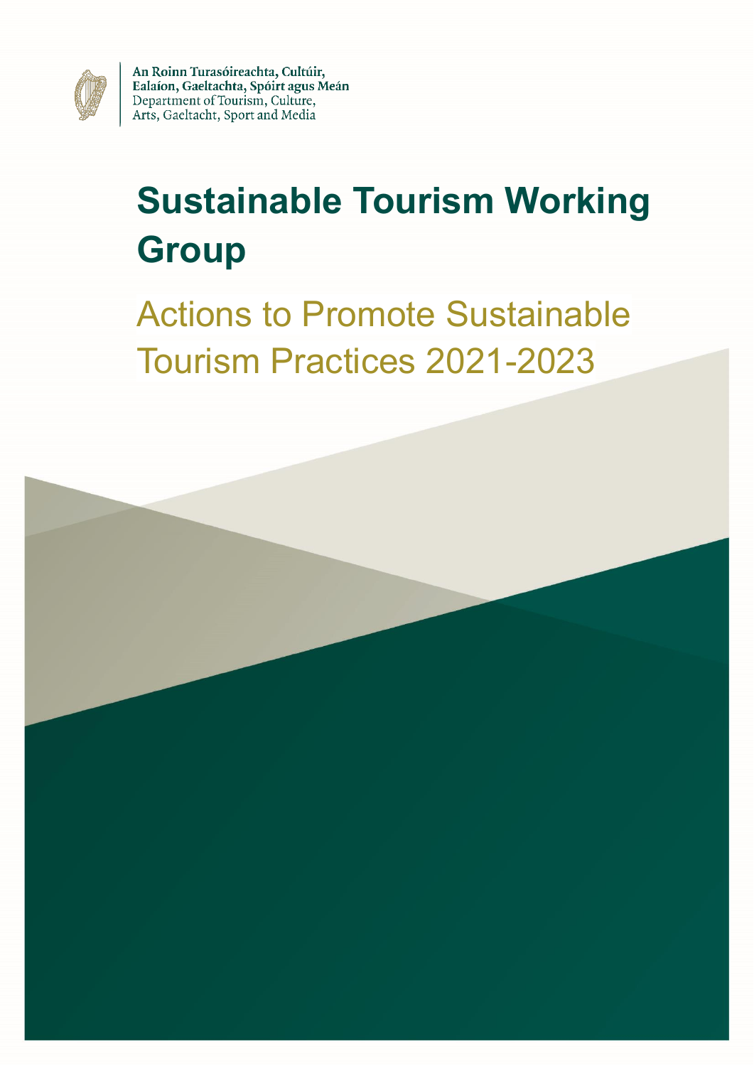An Roinn Turasóireachta, Cultúir, Ealaíon, Gaeltachta, Spóirt agus Meán
Department of Tourism, Culture, Arts, Gaeltacht, Sport and Media

# Sustainable Tourism Working Group

## Actions to Promote Sustainable Tourism Practices 2021-2023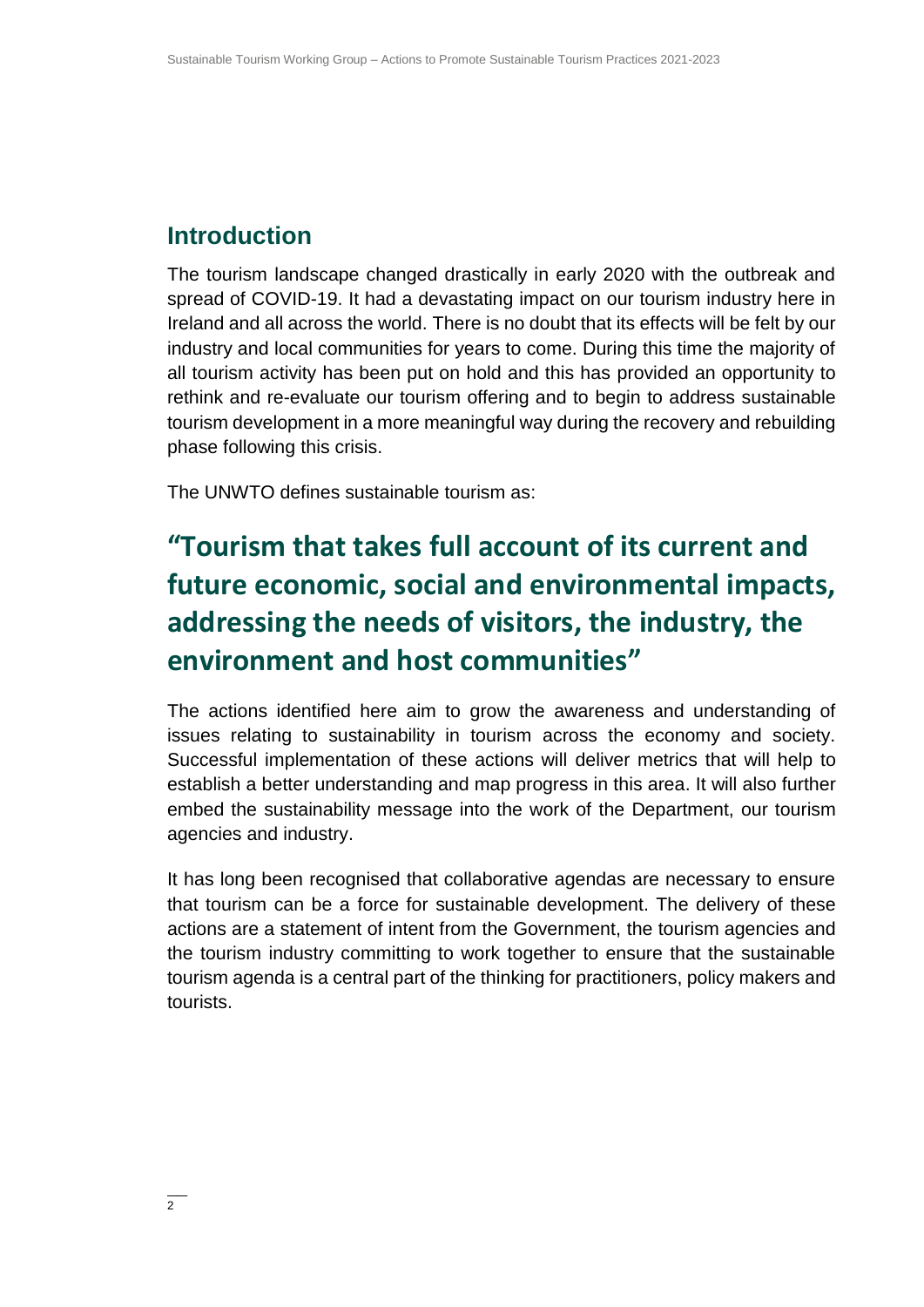## Introduction

The tourism landscape changed drastically in early 2020 with the outbreak and spread of COVID-19. It had a devastating impact on our tourism industry here in Ireland and all across the world. There is no doubt that its effects will be felt by our industry and local communities for years to come. During this time the majority of all tourism activity has been put on hold and this has provided an opportunity to rethink and re-evaluate our tourism offering and to begin to address sustainable tourism development in a more meaningful way during the recovery and rebuilding phase following this crisis.

The UNWTO defines sustainable tourism as:

**"Tourism that takes full account of its current and future economic, social and environmental impacts, addressing the needs of visitors, the industry, the environment and host communities"**

The actions identified here aim to grow the awareness and understanding of issues relating to sustainability in tourism across the economy and society. Successful implementation of these actions will deliver metrics that will help to establish a better understanding and map progress in this area. It will also further embed the sustainability message into the work of the Department, our tourism agencies and industry.

It has long been recognised that collaborative agendas are necessary to ensure that tourism can be a force for sustainable development. The delivery of these actions are a statement of intent from the Government, the tourism agencies and the tourism industry committing to work together to ensure that the sustainable tourism agenda is a central part of the thinking for practitioners, policy makers and tourists.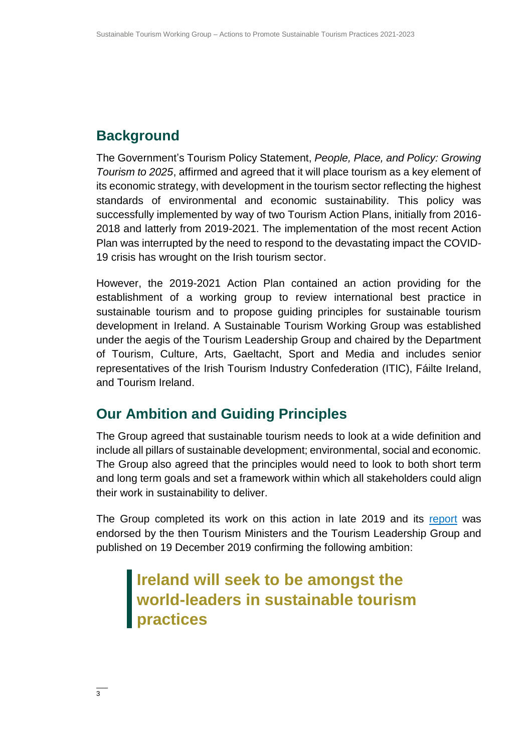## Background

The Government's Tourism Policy Statement, *People, Place, and Policy: Growing Tourism to 2025*, affirmed and agreed that it will place tourism as a key element of its economic strategy, with development in the tourism sector reflecting the highest standards of environmental and economic sustainability. This policy was successfully implemented by way of two Tourism Action Plans, initially from 2016-2018 and latterly from 2019-2021. The implementation of the most recent Action Plan was interrupted by the need to respond to the devastating impact the COVID-19 crisis has wrought on the Irish tourism sector.

However, the 2019-2021 Action Plan contained an action providing for the establishment of a working group to review international best practice in sustainable tourism and to propose guiding principles for sustainable tourism development in Ireland. A Sustainable Tourism Working Group was established under the aegis of the Tourism Leadership Group and chaired by the Department of Tourism, Culture, Arts, Gaeltacht, Sport and Media and includes senior representatives of the Irish Tourism Industry Confederation (ITIC), Fáilte Ireland, and Tourism Ireland.

## Our Ambition and Guiding Principles

The Group agreed that sustainable tourism needs to look at a wide definition and include all pillars of sustainable development; environmental, social and economic. The Group also agreed that the principles would need to look to both short term and long term goals and set a framework within which all stakeholders could align their work in sustainability to deliver.

The Group completed its work on this action in late 2019 and its report was endorsed by the then Tourism Ministers and the Tourism Leadership Group and published on 19 December 2019 confirming the following ambition:

> **Ireland will seek to be amongst the world-leaders in sustainable tourism practices**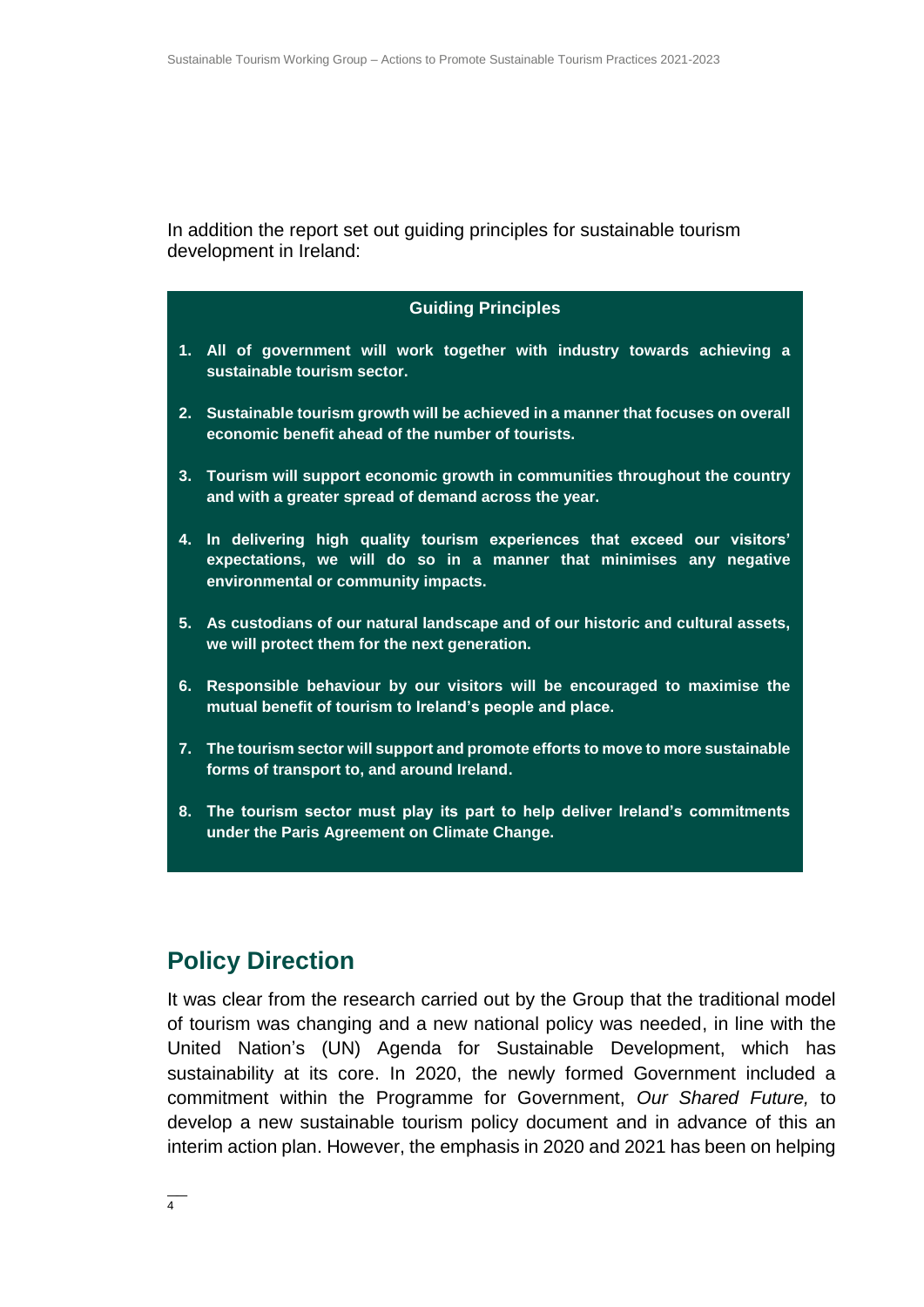In addition the report set out guiding principles for sustainable tourism development in Ireland:

**Guiding Principles**

1. **All of government will work together with industry towards achieving a sustainable tourism sector.**
2. **Sustainable tourism growth will be achieved in a manner that focuses on overall economic benefit ahead of the number of tourists.**
3. **Tourism will support economic growth in communities throughout the country and with a greater spread of demand across the year.**
4. **In delivering high quality tourism experiences that exceed our visitors' expectations, we will do so in a manner that minimises any negative environmental or community impacts.**
5. **As custodians of our natural landscape and of our historic and cultural assets, we will protect them for the next generation.**
6. **Responsible behaviour by our visitors will be encouraged to maximise the mutual benefit of tourism to Ireland's people and place.**
7. **The tourism sector will support and promote efforts to move to more sustainable forms of transport to, and around Ireland.**
8. **The tourism sector must play its part to help deliver Ireland's commitments under the Paris Agreement on Climate Change.**

## Policy Direction

It was clear from the research carried out by the Group that the traditional model of tourism was changing and a new national policy was needed, in line with the United Nation's (UN) Agenda for Sustainable Development, which has sustainability at its core. In 2020, the newly formed Government included a commitment within the Programme for Government, *Our Shared Future,* to develop a new sustainable tourism policy document and in advance of this an interim action plan. However, the emphasis in 2020 and 2021 has been on helping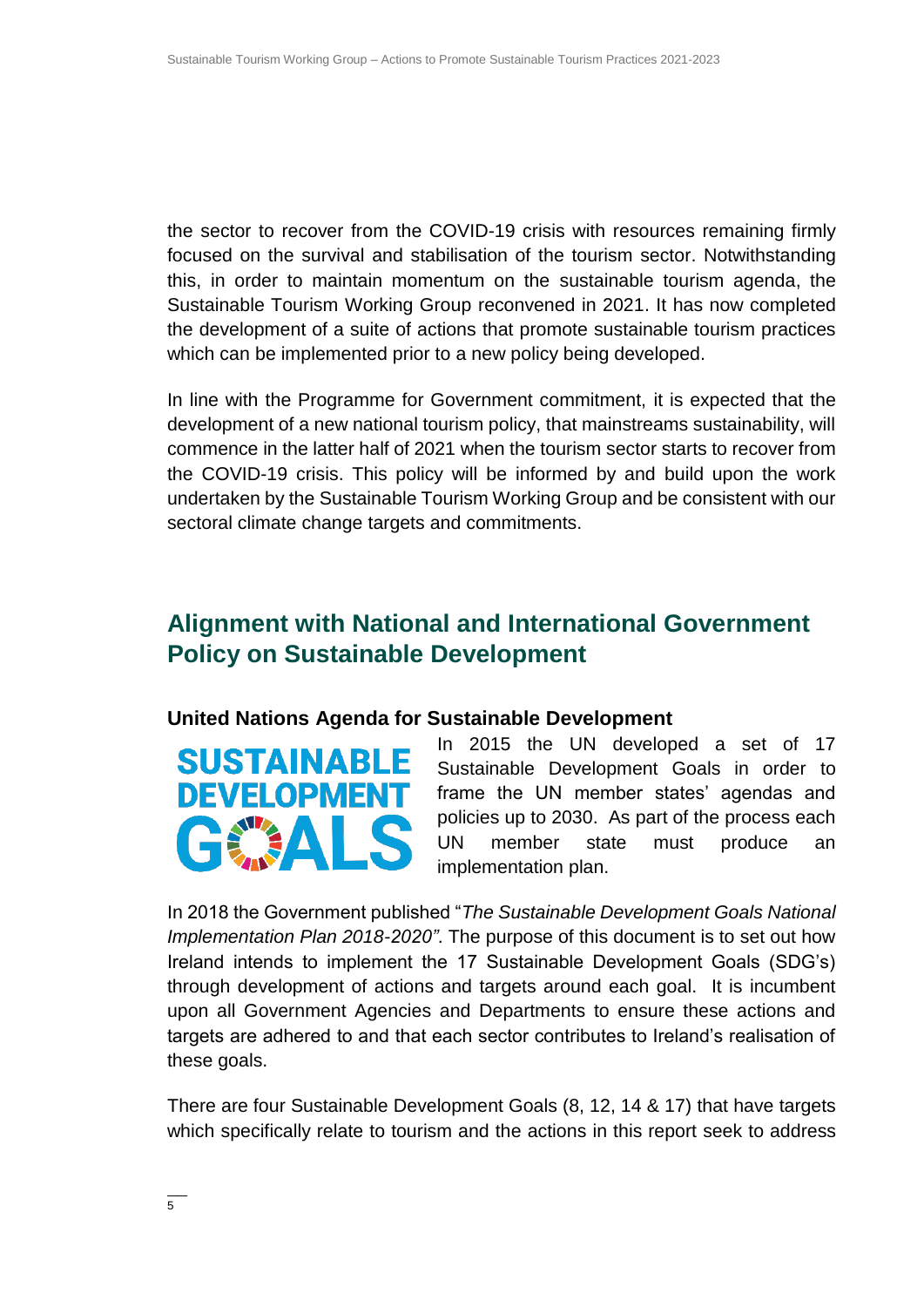the sector to recover from the COVID-19 crisis with resources remaining firmly focused on the survival and stabilisation of the tourism sector. Notwithstanding this, in order to maintain momentum on the sustainable tourism agenda, the Sustainable Tourism Working Group reconvened in 2021. It has now completed the development of a suite of actions that promote sustainable tourism practices which can be implemented prior to a new policy being developed.

In line with the Programme for Government commitment, it is expected that the development of a new national tourism policy, that mainstreams sustainability, will commence in the latter half of 2021 when the tourism sector starts to recover from the COVID-19 crisis. This policy will be informed by and build upon the work undertaken by the Sustainable Tourism Working Group and be consistent with our sectoral climate change targets and commitments.

## Alignment with National and International Government Policy on Sustainable Development

### United Nations Agenda for Sustainable Development

In 2015 the UN developed a set of 17 Sustainable Development Goals in order to frame the UN member states' agendas and policies up to 2030. As part of the process each UN member state must produce an implementation plan.

In 2018 the Government published "*The Sustainable Development Goals National Implementation Plan 2018-2020"*. The purpose of this document is to set out how Ireland intends to implement the 17 Sustainable Development Goals (SDG's) through development of actions and targets around each goal. It is incumbent upon all Government Agencies and Departments to ensure these actions and targets are adhered to and that each sector contributes to Ireland's realisation of these goals.

There are four Sustainable Development Goals (8, 12, 14 & 17) that have targets which specifically relate to tourism and the actions in this report seek to address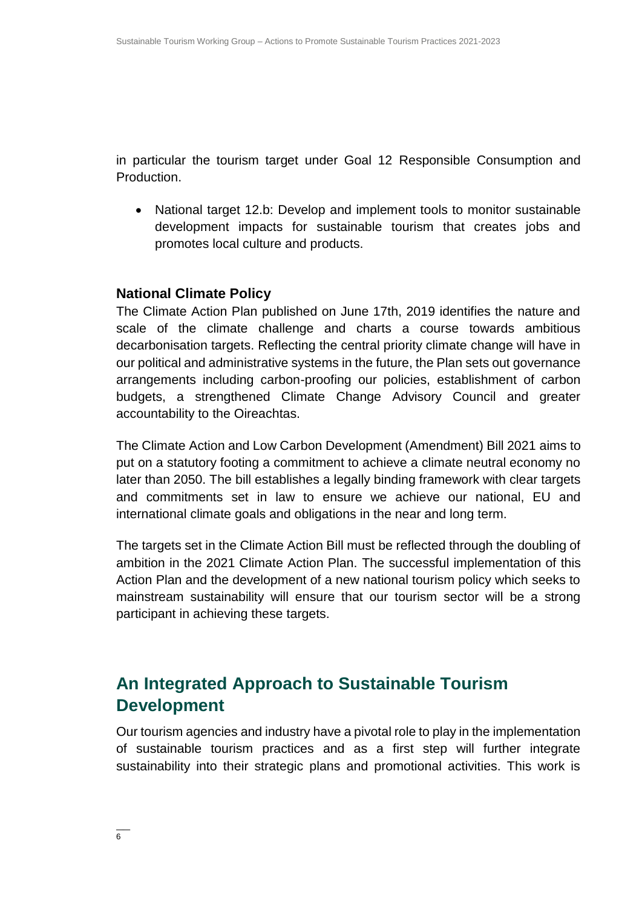in particular the tourism target under Goal 12 Responsible Consumption and Production.

- National target 12.b: Develop and implement tools to monitor sustainable development impacts for sustainable tourism that creates jobs and promotes local culture and products.

### National Climate Policy

The Climate Action Plan published on June 17th, 2019 identifies the nature and scale of the climate challenge and charts a course towards ambitious decarbonisation targets. Reflecting the central priority climate change will have in our political and administrative systems in the future, the Plan sets out governance arrangements including carbon-proofing our policies, establishment of carbon budgets, a strengthened Climate Change Advisory Council and greater accountability to the Oireachtas.

The Climate Action and Low Carbon Development (Amendment) Bill 2021 aims to put on a statutory footing a commitment to achieve a climate neutral economy no later than 2050. The bill establishes a legally binding framework with clear targets and commitments set in law to ensure we achieve our national, EU and international climate goals and obligations in the near and long term.

The targets set in the Climate Action Bill must be reflected through the doubling of ambition in the 2021 Climate Action Plan. The successful implementation of this Action Plan and the development of a new national tourism policy which seeks to mainstream sustainability will ensure that our tourism sector will be a strong participant in achieving these targets.

## An Integrated Approach to Sustainable Tourism Development

Our tourism agencies and industry have a pivotal role to play in the implementation of sustainable tourism practices and as a first step will further integrate sustainability into their strategic plans and promotional activities. This work is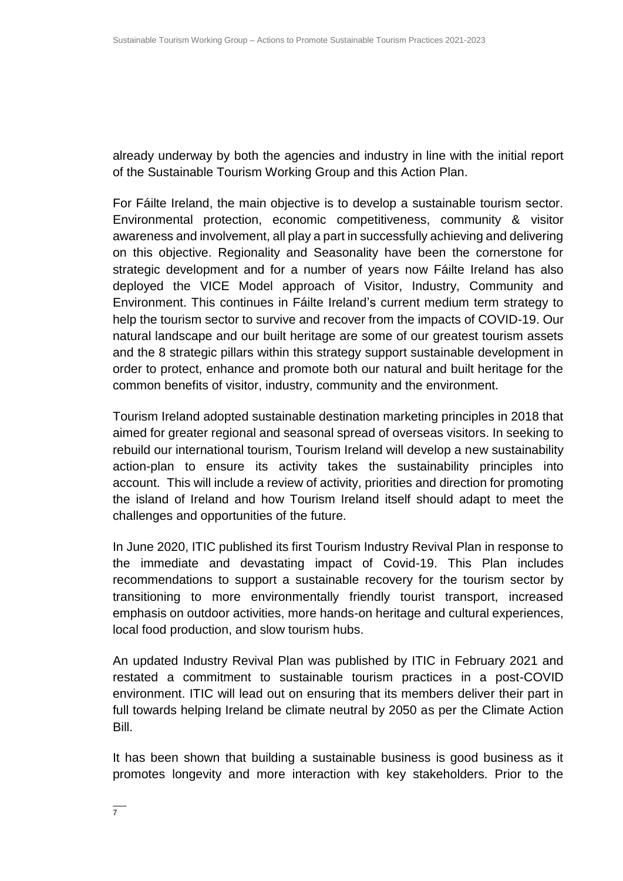already underway by both the agencies and industry in line with the initial report of the Sustainable Tourism Working Group and this Action Plan.

For Fáilte Ireland, the main objective is to develop a sustainable tourism sector. Environmental protection, economic competitiveness, community & visitor awareness and involvement, all play a part in successfully achieving and delivering on this objective. Regionality and Seasonality have been the cornerstone for strategic development and for a number of years now Fáilte Ireland has also deployed the VICE Model approach of Visitor, Industry, Community and Environment. This continues in Fáilte Ireland's current medium term strategy to help the tourism sector to survive and recover from the impacts of COVID-19. Our natural landscape and our built heritage are some of our greatest tourism assets and the 8 strategic pillars within this strategy support sustainable development in order to protect, enhance and promote both our natural and built heritage for the common benefits of visitor, industry, community and the environment.

Tourism Ireland adopted sustainable destination marketing principles in 2018 that aimed for greater regional and seasonal spread of overseas visitors. In seeking to rebuild our international tourism, Tourism Ireland will develop a new sustainability action-plan to ensure its activity takes the sustainability principles into account. This will include a review of activity, priorities and direction for promoting the island of Ireland and how Tourism Ireland itself should adapt to meet the challenges and opportunities of the future.

In June 2020, ITIC published its first Tourism Industry Revival Plan in response to the immediate and devastating impact of Covid-19. This Plan includes recommendations to support a sustainable recovery for the tourism sector by transitioning to more environmentally friendly tourist transport, increased emphasis on outdoor activities, more hands-on heritage and cultural experiences, local food production, and slow tourism hubs.

An updated Industry Revival Plan was published by ITIC in February 2021 and restated a commitment to sustainable tourism practices in a post-COVID environment. ITIC will lead out on ensuring that its members deliver their part in full towards helping Ireland be climate neutral by 2050 as per the Climate Action Bill.

It has been shown that building a sustainable business is good business as it promotes longevity and more interaction with key stakeholders. Prior to the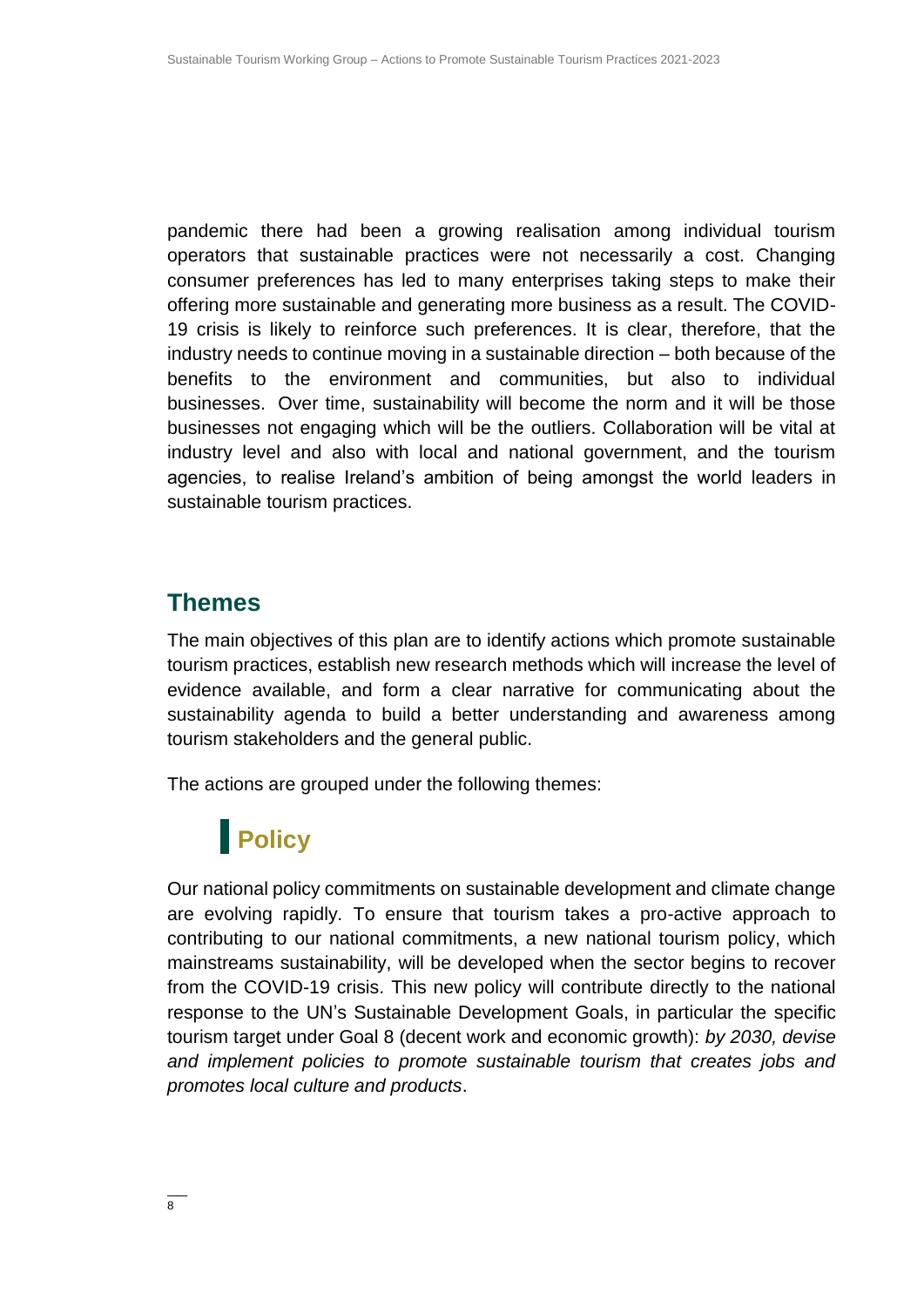pandemic there had been a growing realisation among individual tourism operators that sustainable practices were not necessarily a cost. Changing consumer preferences has led to many enterprises taking steps to make their offering more sustainable and generating more business as a result. The COVID-19 crisis is likely to reinforce such preferences. It is clear, therefore, that the industry needs to continue moving in a sustainable direction – both because of the benefits to the environment and communities, but also to individual businesses. Over time, sustainability will become the norm and it will be those businesses not engaging which will be the outliers. Collaboration will be vital at industry level and also with local and national government, and the tourism agencies, to realise Ireland's ambition of being amongst the world leaders in sustainable tourism practices.

## Themes

The main objectives of this plan are to identify actions which promote sustainable tourism practices, establish new research methods which will increase the level of evidence available, and form a clear narrative for communicating about the sustainability agenda to build a better understanding and awareness among tourism stakeholders and the general public.

The actions are grouped under the following themes:

### Policy

Our national policy commitments on sustainable development and climate change are evolving rapidly. To ensure that tourism takes a pro-active approach to contributing to our national commitments, a new national tourism policy, which mainstreams sustainability, will be developed when the sector begins to recover from the COVID-19 crisis. This new policy will contribute directly to the national response to the UN's Sustainable Development Goals, in particular the specific tourism target under Goal 8 (decent work and economic growth): *by 2030, devise and implement policies to promote sustainable tourism that creates jobs and promotes local culture and products*.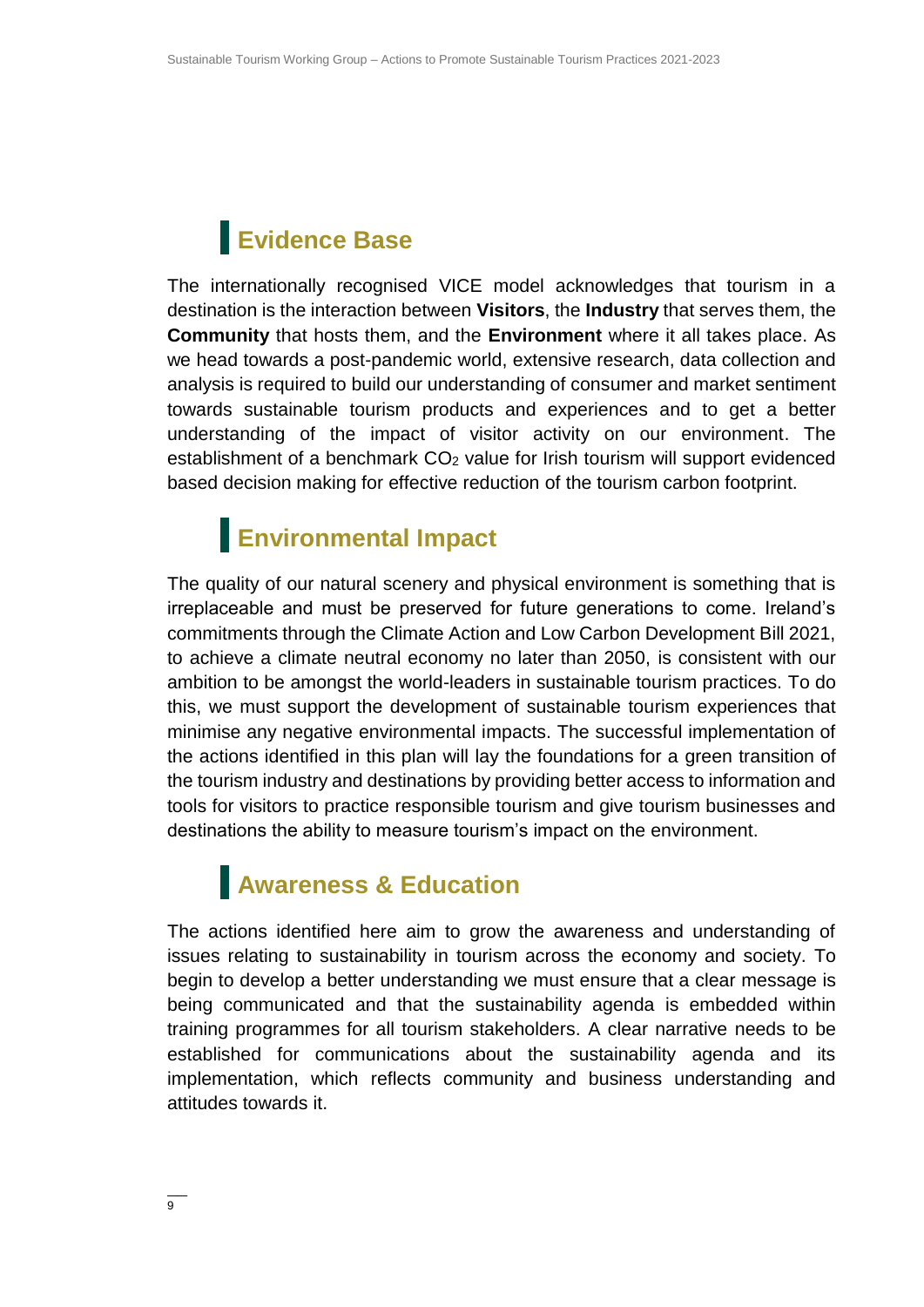## Evidence Base

The internationally recognised VICE model acknowledges that tourism in a destination is the interaction between **Visitors**, the **Industry** that serves them, the **Community** that hosts them, and the **Environment** where it all takes place. As we head towards a post-pandemic world, extensive research, data collection and analysis is required to build our understanding of consumer and market sentiment towards sustainable tourism products and experiences and to get a better understanding of the impact of visitor activity on our environment. The establishment of a benchmark $CO_2$ value for Irish tourism will support evidenced based decision making for effective reduction of the tourism carbon footprint.

## Environmental Impact

The quality of our natural scenery and physical environment is something that is irreplaceable and must be preserved for future generations to come. Ireland's commitments through the Climate Action and Low Carbon Development Bill 2021, to achieve a climate neutral economy no later than 2050, is consistent with our ambition to be amongst the world-leaders in sustainable tourism practices. To do this, we must support the development of sustainable tourism experiences that minimise any negative environmental impacts. The successful implementation of the actions identified in this plan will lay the foundations for a green transition of the tourism industry and destinations by providing better access to information and tools for visitors to practice responsible tourism and give tourism businesses and destinations the ability to measure tourism's impact on the environment.

## Awareness & Education

The actions identified here aim to grow the awareness and understanding of issues relating to sustainability in tourism across the economy and society. To begin to develop a better understanding we must ensure that a clear message is being communicated and that the sustainability agenda is embedded within training programmes for all tourism stakeholders. A clear narrative needs to be established for communications about the sustainability agenda and its implementation, which reflects community and business understanding and attitudes towards it.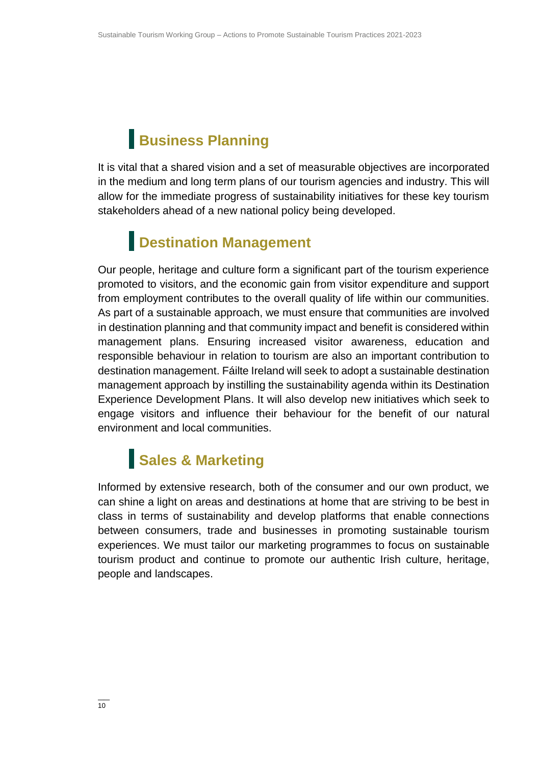## Business Planning

It is vital that a shared vision and a set of measurable objectives are incorporated in the medium and long term plans of our tourism agencies and industry. This will allow for the immediate progress of sustainability initiatives for these key tourism stakeholders ahead of a new national policy being developed.

## Destination Management

Our people, heritage and culture form a significant part of the tourism experience promoted to visitors, and the economic gain from visitor expenditure and support from employment contributes to the overall quality of life within our communities. As part of a sustainable approach, we must ensure that communities are involved in destination planning and that community impact and benefit is considered within management plans. Ensuring increased visitor awareness, education and responsible behaviour in relation to tourism are also an important contribution to destination management. Fáilte Ireland will seek to adopt a sustainable destination management approach by instilling the sustainability agenda within its Destination Experience Development Plans. It will also develop new initiatives which seek to engage visitors and influence their behaviour for the benefit of our natural environment and local communities.

## Sales & Marketing

Informed by extensive research, both of the consumer and our own product, we can shine a light on areas and destinations at home that are striving to be best in class in terms of sustainability and develop platforms that enable connections between consumers, trade and businesses in promoting sustainable tourism experiences. We must tailor our marketing programmes to focus on sustainable tourism product and continue to promote our authentic Irish culture, heritage, people and landscapes.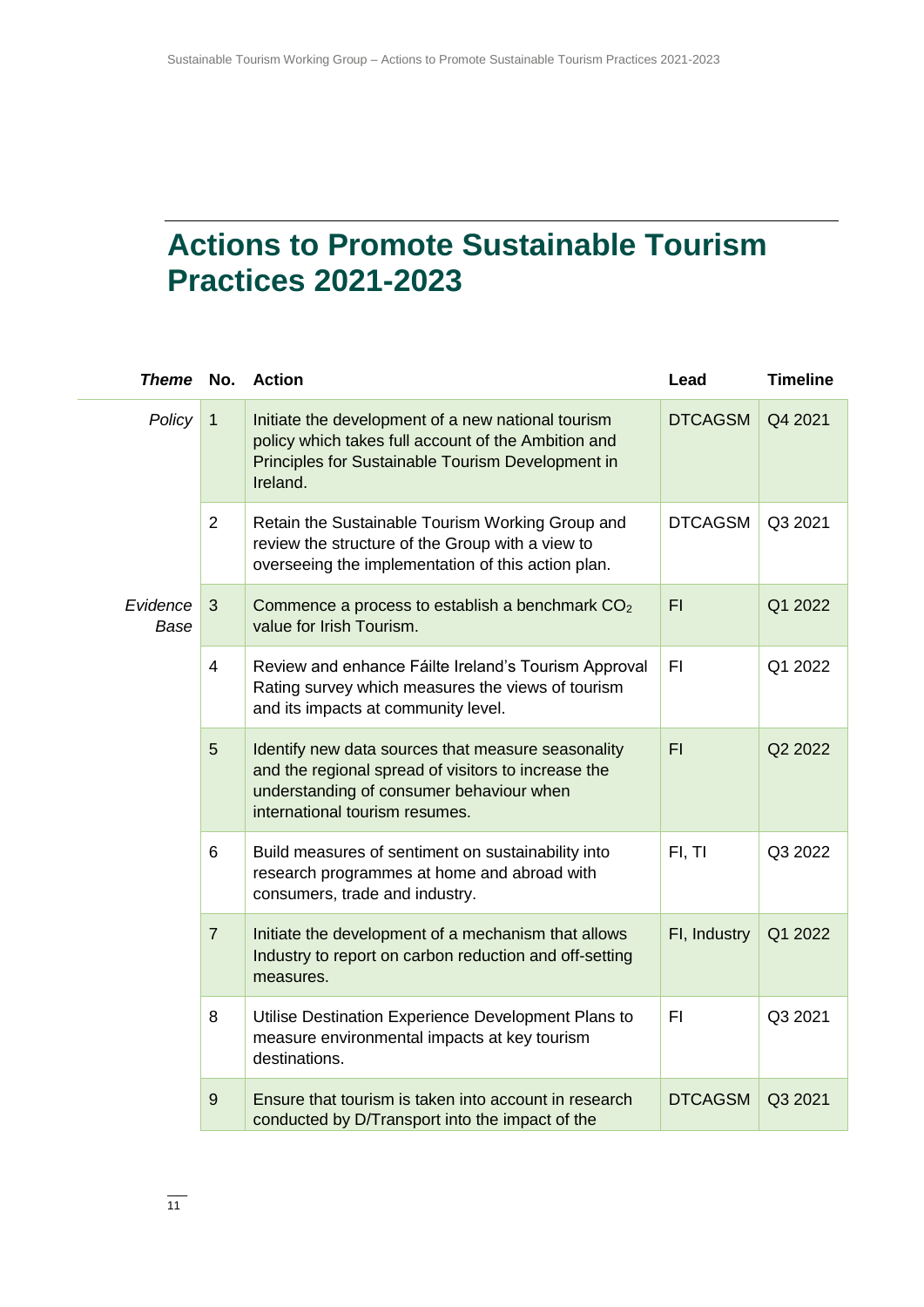# Actions to Promote Sustainable Tourism Practices 2021-2023

| ***Theme*** | **No.** | **Action** | **Lead** | **Timeline** |
|---|---|---|---|---|
| *Policy* | 1 | Initiate the development of a new national tourism policy which takes full account of the Ambition and Principles for Sustainable Tourism Development in Ireland. | DTCAGSM | Q4 2021 |
| | 2 | Retain the Sustainable Tourism Working Group and review the structure of the Group with a view to overseeing the implementation of this action plan. | DTCAGSM | Q3 2021 |
| *Evidence Base* | 3 | Commence a process to establish a benchmark $CO_2$ value for Irish Tourism. | FI | Q1 2022 |
| | 4 | Review and enhance Fáilte Ireland's Tourism Approval Rating survey which measures the views of tourism and its impacts at community level. | FI | Q1 2022 |
| | 5 | Identify new data sources that measure seasonality and the regional spread of visitors to increase the understanding of consumer behaviour when international tourism resumes. | FI | Q2 2022 |
| | 6 | Build measures of sentiment on sustainability into research programmes at home and abroad with consumers, trade and industry. | FI, TI | Q3 2022 |
| | 7 | Initiate the development of a mechanism that allows Industry to report on carbon reduction and off-setting measures. | FI, Industry | Q1 2022 |
| | 8 | Utilise Destination Experience Development Plans to measure environmental impacts at key tourism destinations. | FI | Q3 2021 |
| | 9 | Ensure that tourism is taken into account in research conducted by D/Transport into the impact of the | DTCAGSM | Q3 2021 |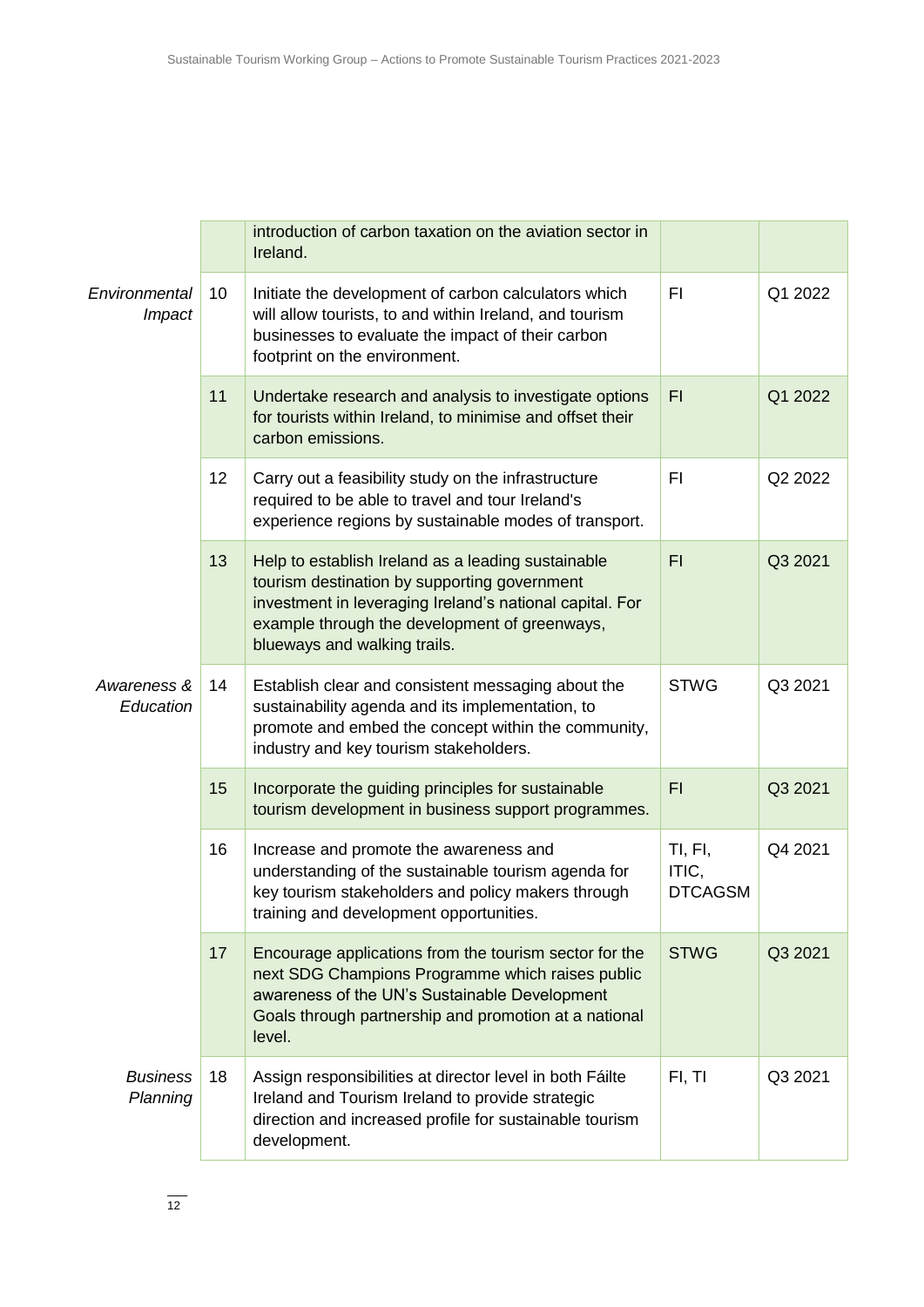| | | | | |
|---|---|---|---|---|
| | | introduction of carbon taxation on the aviation sector in Ireland. | | |
| *Environmental Impact* | 10 | Initiate the development of carbon calculators which will allow tourists, to and within Ireland, and tourism businesses to evaluate the impact of their carbon footprint on the environment. | FI | Q1 2022 |
| | 11 | Undertake research and analysis to investigate options for tourists within Ireland, to minimise and offset their carbon emissions. | FI | Q1 2022 |
| | 12 | Carry out a feasibility study on the infrastructure required to be able to travel and tour Ireland's experience regions by sustainable modes of transport. | FI | Q2 2022 |
| | 13 | Help to establish Ireland as a leading sustainable tourism destination by supporting government investment in leveraging Ireland's national capital. For example through the development of greenways, blueways and walking trails. | FI | Q3 2021 |
| *Awareness & Education* | 14 | Establish clear and consistent messaging about the sustainability agenda and its implementation, to promote and embed the concept within the community, industry and key tourism stakeholders. | STWG | Q3 2021 |
| | 15 | Incorporate the guiding principles for sustainable tourism development in business support programmes. | FI | Q3 2021 |
| | 16 | Increase and promote the awareness and understanding of the sustainable tourism agenda for key tourism stakeholders and policy makers through training and development opportunities. | TI, FI, ITIC, DTCAGSM | Q4 2021 |
| | 17 | Encourage applications from the tourism sector for the next SDG Champions Programme which raises public awareness of the UN's Sustainable Development Goals through partnership and promotion at a national level. | STWG | Q3 2021 |
| *Business Planning* | 18 | Assign responsibilities at director level in both Fáilte Ireland and Tourism Ireland to provide strategic direction and increased profile for sustainable tourism development. | FI, TI | Q3 2021 |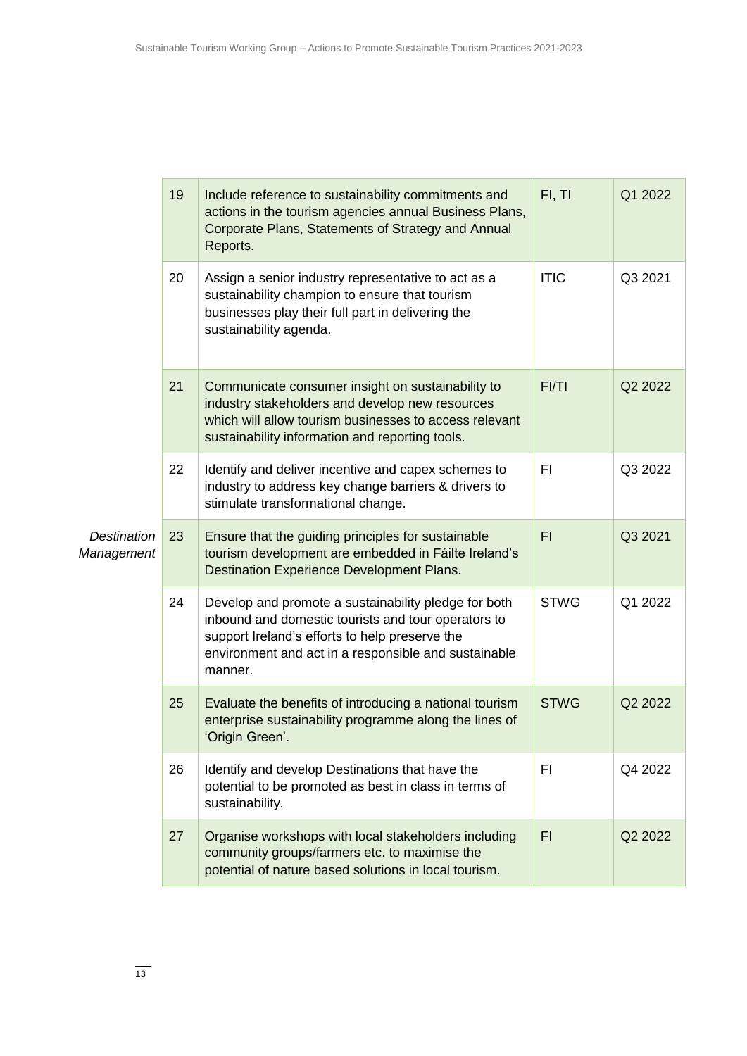| | | | | |
|---|---|---|---|---|
| | 19 | Include reference to sustainability commitments and actions in the tourism agencies annual Business Plans, Corporate Plans, Statements of Strategy and Annual Reports. | FI, TI | Q1 2022 |
| | 20 | Assign a senior industry representative to act as a sustainability champion to ensure that tourism businesses play their full part in delivering the sustainability agenda. | ITIC | Q3 2021 |
| | 21 | Communicate consumer insight on sustainability to industry stakeholders and develop new resources which will allow tourism businesses to access relevant sustainability information and reporting tools. | FI/TI | Q2 2022 |
| | 22 | Identify and deliver incentive and capex schemes to industry to address key change barriers & drivers to stimulate transformational change. | FI | Q3 2022 |
| *Destination Management* | 23 | Ensure that the guiding principles for sustainable tourism development are embedded in Fáilte Ireland's Destination Experience Development Plans. | FI | Q3 2021 |
| | 24 | Develop and promote a sustainability pledge for both inbound and domestic tourists and tour operators to support Ireland's efforts to help preserve the environment and act in a responsible and sustainable manner. | STWG | Q1 2022 |
| | 25 | Evaluate the benefits of introducing a national tourism enterprise sustainability programme along the lines of 'Origin Green'. | STWG | Q2 2022 |
| | 26 | Identify and develop Destinations that have the potential to be promoted as best in class in terms of sustainability. | FI | Q4 2022 |
| | 27 | Organise workshops with local stakeholders including community groups/farmers etc. to maximise the potential of nature based solutions in local tourism. | FI | Q2 2022 |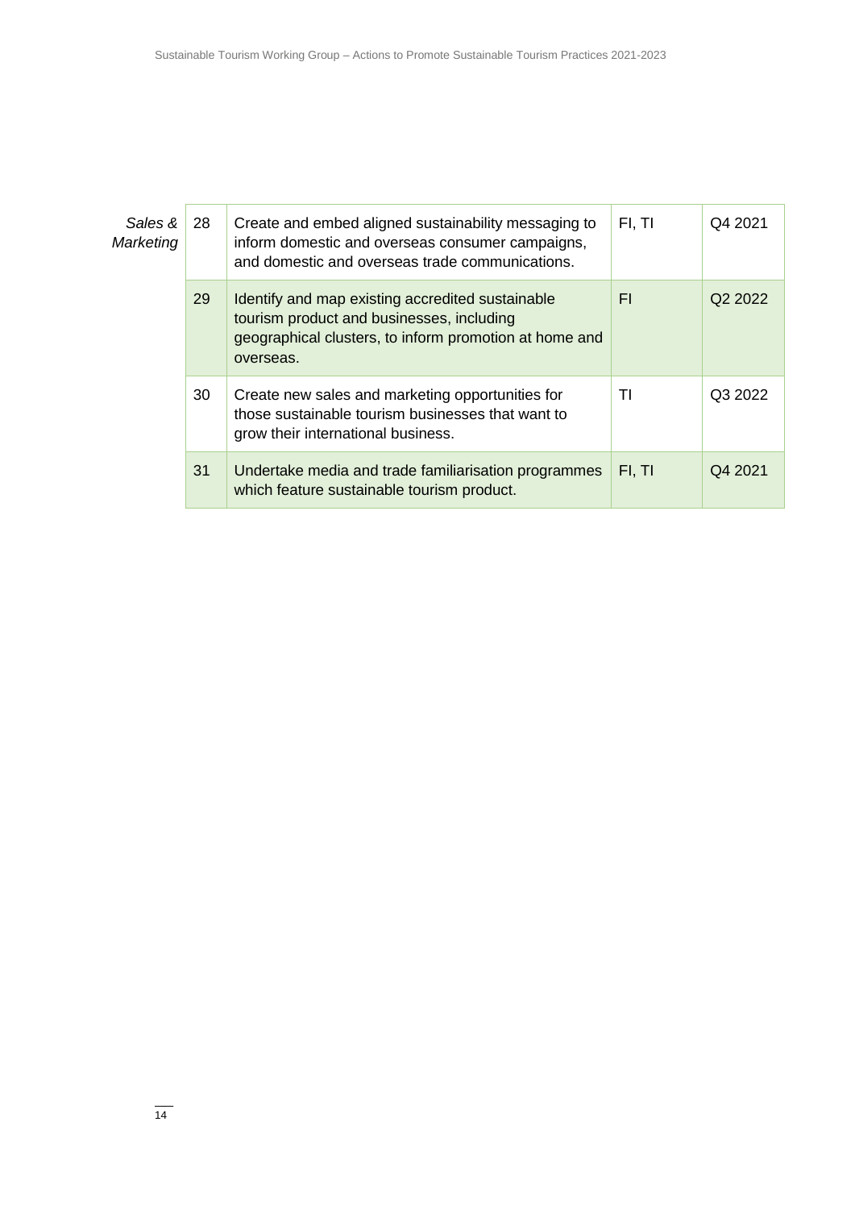| | | | | |
|---|---|---|---|---|
| *Sales & Marketing* | 28 | Create and embed aligned sustainability messaging to inform domestic and overseas consumer campaigns, and domestic and overseas trade communications. | FI, TI | Q4 2021 |
| | 29 | Identify and map existing accredited sustainable tourism product and businesses, including geographical clusters, to inform promotion at home and overseas. | FI | Q2 2022 |
| | 30 | Create new sales and marketing opportunities for those sustainable tourism businesses that want to grow their international business. | TI | Q3 2022 |
| | 31 | Undertake media and trade familiarisation programmes which feature sustainable tourism product. | FI, TI | Q4 2021 |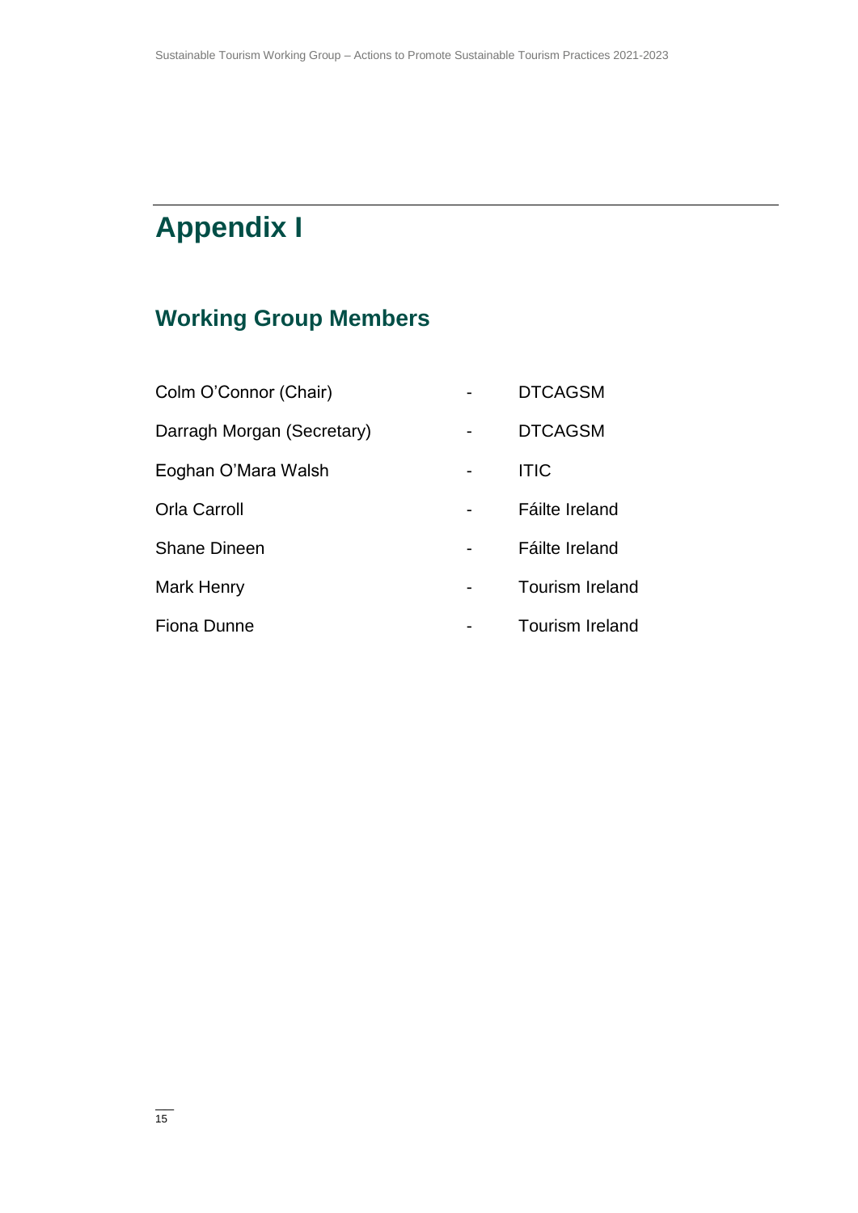# Appendix I

## Working Group Members

| | | |
|---|---|---|
| Colm O'Connor (Chair) | - | DTCAGSM |
| Darragh Morgan (Secretary) | - | DTCAGSM |
| Eoghan O'Mara Walsh | - | ITIC |
| Orla Carroll | - | Fáilte Ireland |
| Shane Dineen | - | Fáilte Ireland |
| Mark Henry | - | Tourism Ireland |
| Fiona Dunne | - | Tourism Ireland |